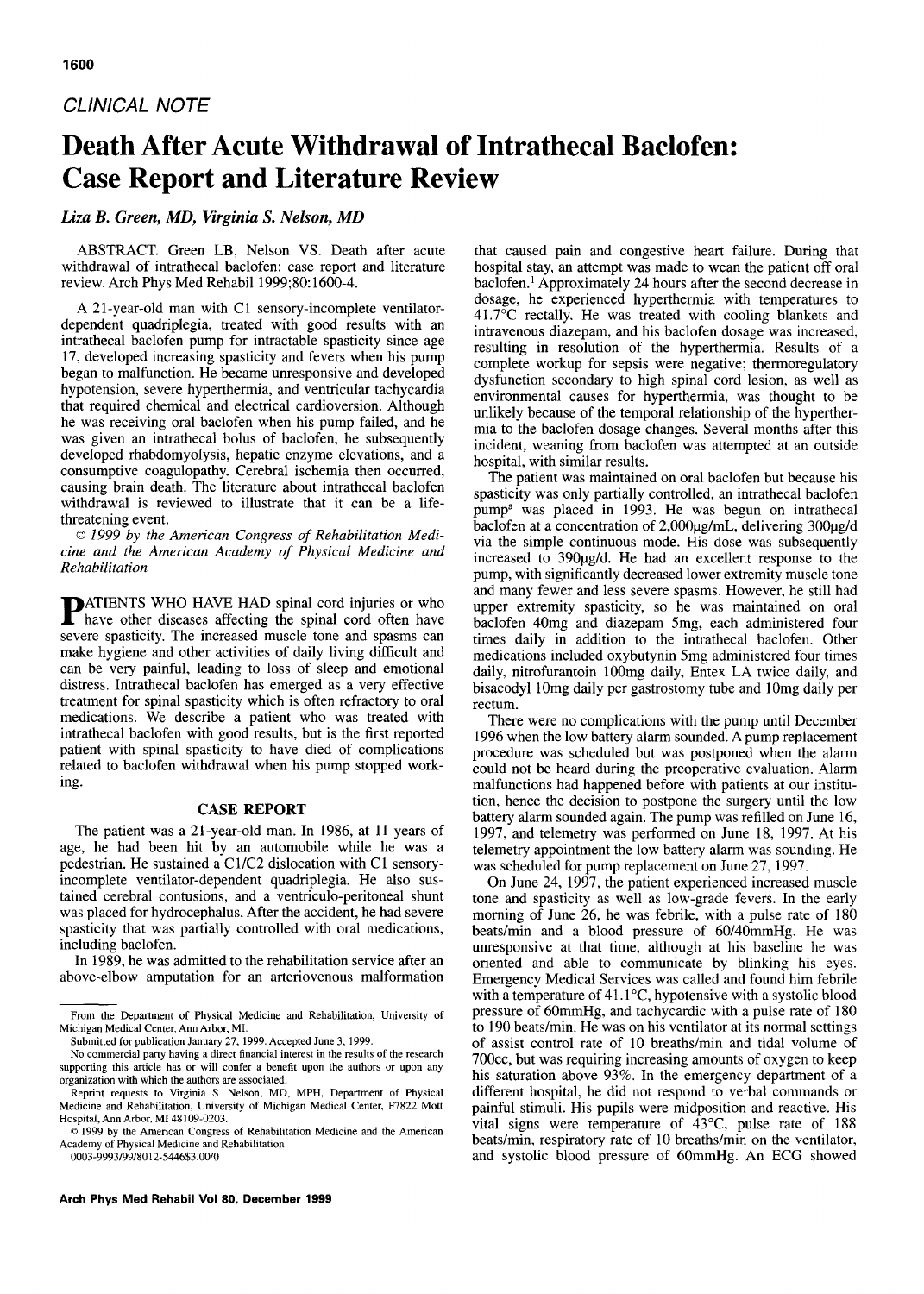## CLINICAL NOTE

# Death After Acute Withdrawal of Intrathecal Baclofen: Case Report and Literature Review

*Liza B. Green, MD, Virginia S. Nelson, MD*

ABSTRACT. Green LB, Nelson VS. Death after acute withdrawal of intrathecal baclofen: case report and literature review. Arch Phys Med Rehabil 1999;80:1600-4.

A 21-year-old man with C1 sensory-incomplete ventilator-dependent quadriplegia, treated with good results with an intrathecal baclofen pump for intractable spasticity since age 17, developed increasing spasticity and fevers when his pump began to malfunction. He became unresponsive and developed hypotension, severe hyperthermia, and ventricular tachycardia that required chemical and electrical cardioversion. Although he was receiving oral baclofen when his pump failed, and he was given an intrathecal bolus of baclofen, he subsequently developed rhabdomyolysis, hepatic enzyme elevations, and a consumptive coagulopathy. Cerebral ischemia then occurred, causing brain death. The literature about intrathecal baclofen withdrawal is reviewed to illustrate that it can be a life-threatening event.

*© 1999 by the American Congress of Rehabilitation Medicine and the American Academy of Physical Medicine and Rehabilitation*

PATIENTS WHO HAVE HAD spinal cord injuries or who have other diseases affecting the spinal cord often have severe spasticity. The increased muscle tone and spasms can make hygiene and other activities of daily living difficult and can be very painful, leading to loss of sleep and emotional distress. Intrathecal baclofen has emerged as a very effective treatment for spinal spasticity which is often refractory to oral medications. We describe a patient who was treated with intrathecal baclofen with good results, but is the first reported patient with spinal spasticity to have died of complications related to baclofen withdrawal when his pump stopped working.

## CASE REPORT

The patient was a 21-year-old man. In 1986, at 11 years of age, he had been hit by an automobile while he was a pedestrian. He sustained a C1/C2 dislocation with C1 sensory-incomplete ventilator-dependent quadriplegia. He also sustained cerebral contusions, and a ventriculo-peritoneal shunt was placed for hydrocephalus. After the accident, he had severe spasticity that was partially controlled with oral medications, including baclofen.

In 1989, he was admitted to the rehabilitation service after an above-elbow amputation for an arteriovenous malformation that caused pain and congestive heart failure. During that hospital stay, an attempt was made to wean the patient off oral baclofen.[1] Approximately 24 hours after the second decrease in dosage, he experienced hyperthermia with temperatures to 41.7°C rectally. He was treated with cooling blankets and intravenous diazepam, and his baclofen dosage was increased, resulting in resolution of the hyperthermia. Results of a complete workup for sepsis were negative; thermoregulatory dysfunction secondary to high spinal cord lesion, as well as environmental causes for hyperthermia, was thought to be unlikely because of the temporal relationship of the hyperthermia to the baclofen dosage changes. Several months after this incident, weaning from baclofen was attempted at an outside hospital, with similar results.

The patient was maintained on oral baclofen but because his spasticity was only partially controlled, an intrathecal baclofen pump[a] was placed in 1993. He was begun on intrathecal baclofen at a concentration of 2,000µg/mL, delivering 300µg/d via the simple continuous mode. His dose was subsequently increased to 390µg/d. He had an excellent response to the pump, with significantly decreased lower extremity muscle tone and many fewer and less severe spasms. However, he still had upper extremity spasticity, so he was maintained on oral baclofen 40mg and diazepam 5mg, each administered four times daily in addition to the intrathecal baclofen. Other medications included oxybutynin 5mg administered four times daily, nitrofurantoin 100mg daily, Entex LA twice daily, and bisacodyl 10mg daily per gastrostomy tube and 10mg daily per rectum.

There were no complications with the pump until December 1996 when the low battery alarm sounded. A pump replacement procedure was scheduled but was postponed when the alarm could not be heard during the preoperative evaluation. Alarm malfunctions had happened before with patients at our institution, hence the decision to postpone the surgery until the low battery alarm sounded again. The pump was refilled on June 16, 1997, and telemetry was performed on June 18, 1997. At his telemetry appointment the low battery alarm was sounding. He was scheduled for pump replacement on June 27, 1997.

On June 24, 1997, the patient experienced increased muscle tone and spasticity as well as low-grade fevers. In the early morning of June 26, he was febrile, with a pulse rate of 180 beats/min and a blood pressure of 60/40mmHg. He was unresponsive at that time, although at his baseline he was oriented and able to communicate by blinking his eyes. Emergency Medical Services was called and found him febrile with a temperature of 41.1°C, hypotensive with a systolic blood pressure of 60mmHg, and tachycardic with a pulse rate of 180 to 190 beats/min. He was on his ventilator at its normal settings of assist control rate of 10 breaths/min and tidal volume of 700cc, but was requiring increasing amounts of oxygen to keep his saturation above 93%. In the emergency department of a different hospital, he did not respond to verbal commands or painful stimuli. His pupils were midposition and reactive. His vital signs were temperature of 43°C, pulse rate of 188 beats/min, respiratory rate of 10 breaths/min on the ventilator, and systolic blood pressure of 60mmHg. An ECG showed

---

From the Department of Physical Medicine and Rehabilitation, University of Michigan Medical Center, Ann Arbor, MI.

Submitted for publication January 27, 1999. Accepted June 3, 1999.

No commercial party having a direct financial interest in the results of the research supporting this article has or will confer a benefit upon the authors or upon any organization with which the authors are associated.

Reprint requests to Virginia S. Nelson, MD, MPH, Department of Physical Medicine and Rehabilitation, University of Michigan Medical Center, F7822 Mott Hospital, Ann Arbor, MI 48109-0203.

© 1999 by the American Congress of Rehabilitation Medicine and the American Academy of Physical Medicine and Rehabilitation

0003-9993/99/8012-5446$3.00/0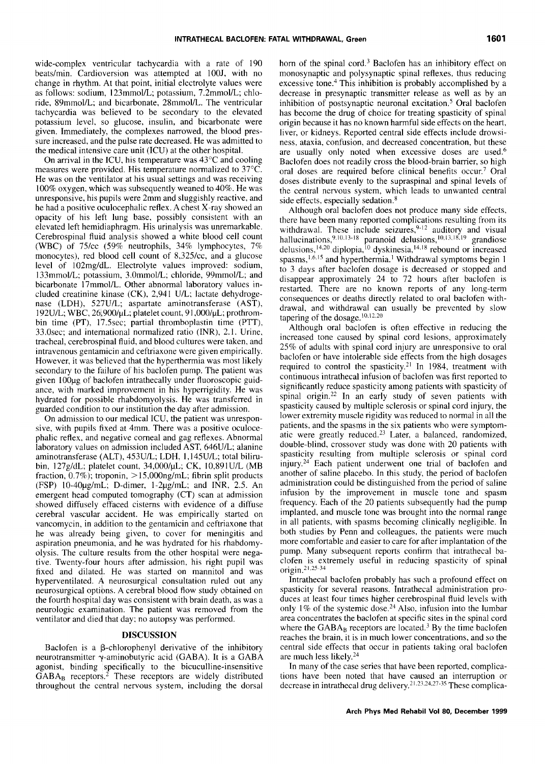wide-complex ventricular tachycardia with a rate of 190 beats/min. Cardioversion was attempted at 100J, with no change in rhythm. At that point, initial electrolyte values were as follows: sodium, 123mmol/L; potassium, 7.2mmol/L; chloride, 89mmol/L; and bicarbonate, 28mmol/L. The ventricular tachycardia was believed to be secondary to the elevated potassium level, so glucose, insulin, and bicarbonate were given. Immediately, the complexes narrowed, the blood pressure increased, and the pulse rate decreased. He was admitted to the medical intensive care unit (ICU) at the other hospital.

On arrival in the ICU, his temperature was 43°C and cooling measures were provided. His temperature normalized to 37°C. He was on the ventilator at his usual settings and was receiving 100% oxygen, which was subsequently weaned to 40%. He was unresponsive, his pupils were 2mm and sluggishly reactive, and he had a positive oculocephalic reflex. A chest X-ray showed an opacity of his left lung base, possibly consistent with an elevated left hemidiaphragm. His urinalysis was unremarkable. Cerebrospinal fluid analysis showed a white blood cell count (WBC) of 75/cc (59% neutrophils, 34% lymphocytes, 7% monocytes), red blood cell count of 8,325/cc, and a glucose level of 102mg/dL. Electrolyte values improved: sodium, 133mmol/L; potassium, 3.0mmol/L; chloride, 99mmol/L; and bicarbonate 17mmol/L. Other abnormal laboratory values included creatinine kinase (CK), 2,941 U/L; lactate dehydrogenase (LDH), 527U/L; aspartate aminotransferase (AST), 192U/L; WBC, 26,900/μL; platelet count, 91,000/μL; prothrombin time (PT), 17.5sec; partial thromboplastin time (PTT), 33.0sec; and international normalized ratio (INR), 2.1. Urine, tracheal, cerebrospinal fluid, and blood cultures were taken, and intravenous gentamicin and ceftriaxone were given empirically. However, it was believed that the hyperthermia was most likely secondary to the failure of his baclofen pump. The patient was given 100μg of baclofen intrathecally under fluoroscopic guidance, with marked improvement in his hyperrigidity. He was hydrated for possible rhabdomyolysis. He was transferred in guarded condition to our institution the day after admission.

On admission to our medical ICU, the patient was unresponsive, with pupils fixed at 4mm. There was a positive oculocephalic reflex, and negative corneal and gag reflexes. Abnormal laboratory values on admission included AST, 646U/L; alanine aminotransferase (ALT), 453U/L; LDH, 1,145U/L; total bilirubin, 127g/dL; platelet count, 34,000/μL; CK, 10,891U/L (MB fraction, 0.7%); troponin, >15,000ng/mL; fibrin split products (FSP) 10-40μg/mL; D-dimer, 1-2μg/mL; and INR, 2.5. An emergent head computed tomography (CT) scan at admission showed diffusely effaced cisterns with evidence of a diffuse cerebral vascular accident. He was empirically started on vancomycin, in addition to the gentamicin and ceftriaxone that he was already being given, to cover for meningitis and aspiration pneumonia, and he was hydrated for his rhabdomyolysis. The culture results from the other hospital were negative. Twenty-four hours after admission, his right pupil was fixed and dilated. He was started on mannitol and was hyperventilated. A neurosurgical consultation ruled out any neurosurgical options. A cerebral blood flow study obtained on the fourth hospital day was consistent with brain death, as was a neurologic examination. The patient was removed from the ventilator and died that day; no autopsy was performed.

## DISCUSSION

Baclofen is a β-chlorophenyl derivative of the inhibitory neurotransmitter γ-aminobutyric acid (GABA). It is a GABA agonist, binding specifically to the bicuculline-insensitive $GABA_B$ receptors.[2] These receptors are widely distributed throughout the central nervous system, including the dorsal horn of the spinal cord.[3] Baclofen has an inhibitory effect on monosynaptic and polysynaptic spinal reflexes, thus reducing excessive tone.[4] This inhibition is probably accomplished by a decrease in presynaptic transmitter release as well as by an inhibition of postsynaptic neuronal excitation.[5] Oral baclofen has become the drug of choice for treating spasticity of spinal origin because it has no known harmful side effects on the heart, liver, or kidneys. Reported central side effects include drowsiness, ataxia, confusion, and decreased concentration, but these are usually only noted when excessive doses are used.[6] Baclofen does not readily cross the blood-brain barrier, so high oral doses are required before clinical benefits occur.[7] Oral doses distribute evenly to the supraspinal and spinal levels of the central nervous system, which leads to unwanted central side effects, especially sedation.[8]

Although oral baclofen does not produce many side effects, there have been many reported complications resulting from its withdrawal. These include seizures,[9-12] auditory and visual hallucinations,[9,10,13-18] paranoid delusions,[10,13,18,19] grandiose delusions,[14,20] diplopia,[10] dyskinesia,[14,18] rebound or increased spasms,[1,6,15] and hyperthermia.[1] Withdrawal symptoms begin 1 to 3 days after baclofen dosage is decreased or stopped and disappear approximately 24 to 72 hours after baclofen is restarted. There are no known reports of any long-term consequences or deaths directly related to oral baclofen withdrawal, and withdrawal can usually be prevented by slow tapering of the dosage.[10,12,20]

Although oral baclofen is often effective in reducing the increased tone caused by spinal cord lesions, approximately 25% of adults with spinal cord injury are unresponsive to oral baclofen or have intolerable side effects from the high dosages required to control the spasticity.[21] In 1984, treatment with continuous intrathecal infusion of baclofen was first reported to significantly reduce spasticity among patients with spasticity of spinal origin.[22] In an early study of seven patients with spasticity caused by multiple sclerosis or spinal cord injury, the lower extremity muscle rigidity was reduced to normal in all the patients, and the spasms in the six patients who were symptomatic were greatly reduced.[23] Later, a balanced, randomized, double-blind, crossover study was done with 20 patients with spasticity resulting from multiple sclerosis or spinal cord injury.[24] Each patient underwent one trial of baclofen and another of saline placebo. In this study, the period of baclofen administration could be distinguished from the period of saline infusion by the improvement in muscle tone and spasm frequency. Each of the 20 patients subsequently had the pump implanted, and muscle tone was brought into the normal range in all patients, with spasms becoming clinically negligible. In both studies by Penn and colleagues, the patients were much more comfortable and easier to care for after implantation of the pump. Many subsequent reports confirm that intrathecal baclofen is extremely useful in reducing spasticity of spinal origin.[21,25-34]

Intrathecal baclofen probably has such a profound effect on spasticity for several reasons. Intrathecal administration produces at least four times higher cerebrospinal fluid levels with only 1% of the systemic dose.[24] Also, infusion into the lumbar area concentrates the baclofen at specific sites in the spinal cord where the $GABA_B$ receptors are located.[3] By the time baclofen reaches the brain, it is in much lower concentrations, and so the central side effects that occur in patients taking oral baclofen are much less likely.[24]

In many of the case series that have been reported, complications have been noted that have caused an interruption or decrease in intrathecal drug delivery.[21,23,24,27-35] These complica-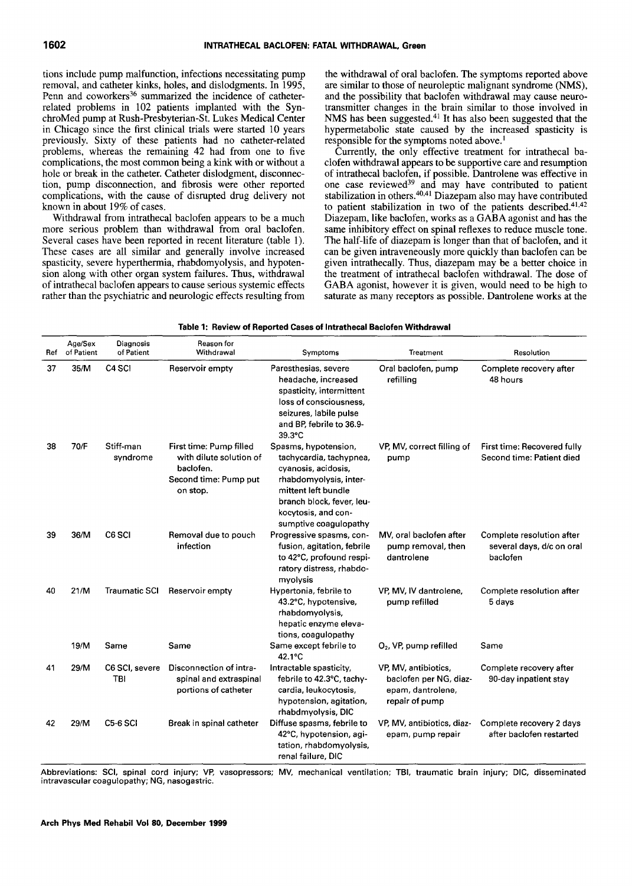tions include pump malfunction, infections necessitating pump removal, and catheter kinks, holes, and dislodgments. In 1995, Penn and coworkers[36] summarized the incidence of catheter-related problems in 102 patients implanted with the SynchroMed pump at Rush-Presbyterian-St. Lukes Medical Center in Chicago since the first clinical trials were started 10 years previously. Sixty of these patients had no catheter-related problems, whereas the remaining 42 had from one to five complications, the most common being a kink with or without a hole or break in the catheter. Catheter dislodgment, disconnection, pump disconnection, and fibrosis were other reported complications, with the cause of disrupted drug delivery not known in about 19% of cases.

Withdrawal from intrathecal baclofen appears to be a much more serious problem than withdrawal from oral baclofen. Several cases have been reported in recent literature (table 1). These cases are all similar and generally involve increased spasticity, severe hyperthermia, rhabdomyolysis, and hypotension along with other organ system failures. Thus, withdrawal of intrathecal baclofen appears to cause serious systemic effects rather than the psychiatric and neurologic effects resulting from the withdrawal of oral baclofen. The symptoms reported above are similar to those of neuroleptic malignant syndrome (NMS), and the possibility that baclofen withdrawal may cause neurotransmitter changes in the brain similar to those involved in NMS has been suggested.[41] It has also been suggested that the hypermetabolic state caused by the increased spasticity is responsible for the symptoms noted above.[1]

Currently, the only effective treatment for intrathecal baclofen withdrawal appears to be supportive care and resumption of intrathecal baclofen, if possible. Dantrolene was effective in one case reviewed[39] and may have contributed to patient stabilization in others.[40,41] Diazepam also may have contributed to patient stabilization in two of the patients described.[41,42] Diazepam, like baclofen, works as a GABA agonist and has the same inhibitory effect on spinal reflexes to reduce muscle tone. The half-life of diazepam is longer than that of baclofen, and it can be given intraveneously more quickly than baclofen can be given intrathecally. Thus, diazepam may be a better choice in the treatment of intrathecal baclofen withdrawal. The dose of GABA agonist, however it is given, would need to be high to saturate as many receptors as possible. Dantrolene works at the

**Table 1: Review of Reported Cases of Intrathecal Baclofen Withdrawal**

| Ref | Age/Sex of Patient | Diagnosis of Patient | Reason for Withdrawal | Symptoms | Treatment | Resolution |
|---|---|---|---|---|---|---|
| 37 | 35/M | C4 SCI | Reservoir empty | Paresthesias, severe headache, increased spasticity, intermittent loss of consciousness, seizures, labile pulse and BP, febrile to 36.9-39.3°C | Oral baclofen, pump refilling | Complete recovery after 48 hours |
| 38 | 70/F | Stiff-man syndrome | First time: Pump filled with dilute solution of baclofen. Second time: Pump put on stop. | Spasms, hypotension, tachycardia, tachypnea, cyanosis, acidosis, rhabdomyolysis, intermittent left bundle branch block, fever, leukocytosis, and consumptive coagulopathy | VP, MV, correct filling of pump | First time: Recovered fully Second time: Patient died |
| 39 | 36/M | C6 SCI | Removal due to pouch infection | Progressive spasms, confusion, agitation, febrile to 42°C, profound respiratory distress, rhabdomyolysis | MV, oral baclofen after pump removal, then dantrolene | Complete resolution after several days, d/c on oral baclofen |
| 40 | 21/M | Traumatic SCI | Reservoir empty | Hypertonia, febrile to 43.2°C, hypotensive, rhabdomyolysis, hepatic enzyme elevations, coagulopathy | VP, MV, IV dantrolene, pump refilled | Complete resolution after 5 days |
| | 19/M | Same | Same | Same except febrile to 42.1°C | $O_2$, VP, pump refilled | Same |
| 41 | 29/M | C6 SCI, severe TBI | Disconnection of intraspinal and extraspinal portions of catheter | Intractable spasticity, febrile to 42.3°C, tachycardia, leukocytosis, hypotension, agitation, rhabdmyolysis, DIC | VP, MV, antibiotics, baclofen per NG, diazepam, dantrolene, repair of pump | Complete recovery after 90-day inpatient stay |
| 42 | 29/M | C5-6 SCI | Break in spinal catheter | Diffuse spasms, febrile to 42°C, hypotension, agitation, rhabdomyolysis, renal failure, DIC | VP, MV, antibiotics, diazepam, pump repair | Complete recovery 2 days after baclofen restarted |

Abbreviations: SCI, spinal cord injury; VP, vasopressors; MV, mechanical ventilation; TBI, traumatic brain injury; DIC, disseminated intravascular coagulopathy; NG, nasogastric.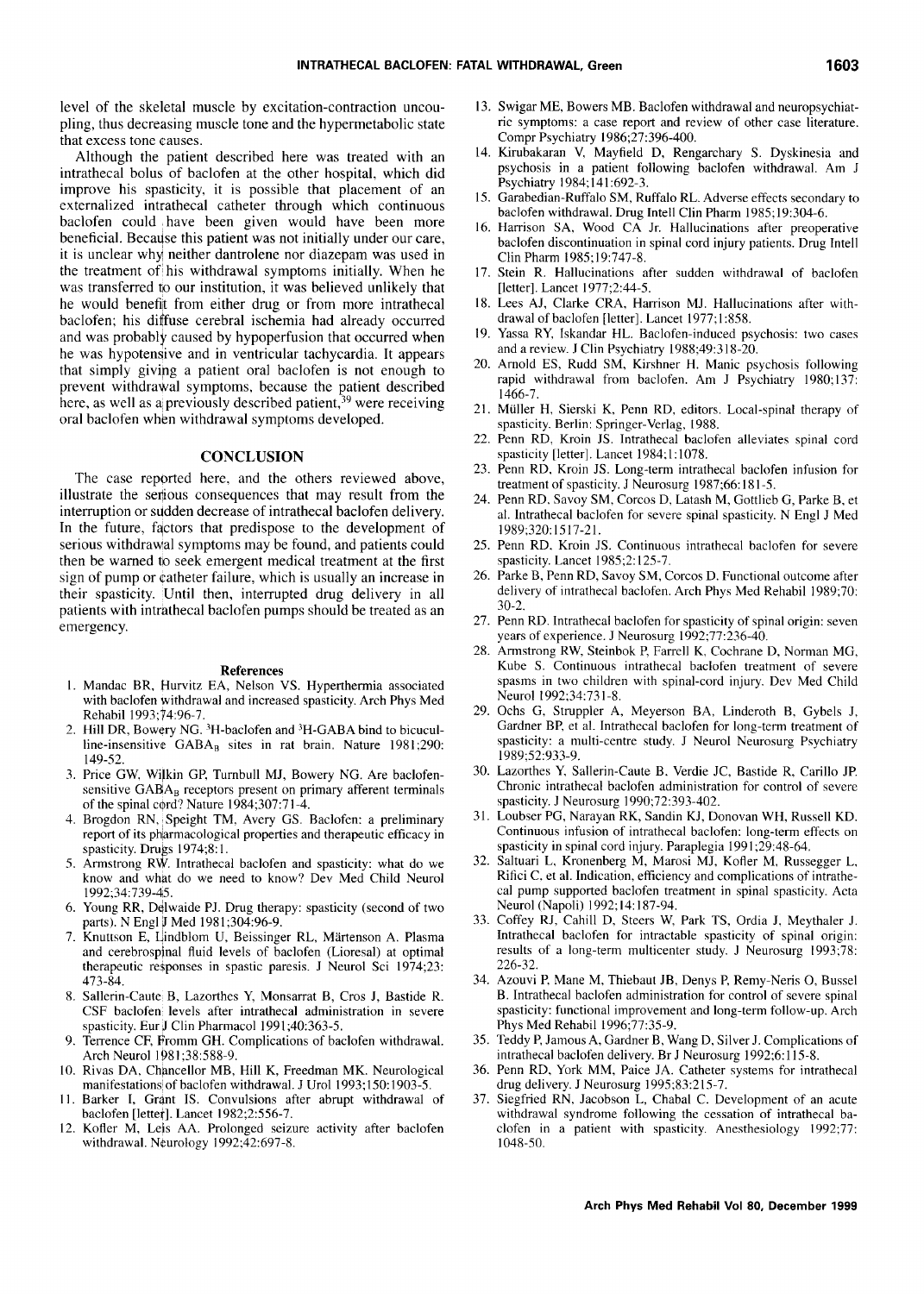level of the skeletal muscle by excitation-contraction uncoupling, thus decreasing muscle tone and the hypermetabolic state that excess tone causes.

Although the patient described here was treated with an intrathecal bolus of baclofen at the other hospital, which did improve his spasticity, it is possible that placement of an externalized intrathecal catheter through which continuous baclofen could have been given would have been more beneficial. Because this patient was not initially under our care, it is unclear why neither dantrolene nor diazepam was used in the treatment of his withdrawal symptoms initially. When he was transferred to our institution, it was believed unlikely that he would benefit from either drug or from more intrathecal baclofen; his diffuse cerebral ischemia had already occurred and was probably caused by hypoperfusion that occurred when he was hypotensive and in ventricular tachycardia. It appears that simply giving a patient oral baclofen is not enough to prevent withdrawal symptoms, because the patient described here, as well as a previously described patient,[39] were receiving oral baclofen when withdrawal symptoms developed.

## CONCLUSION

The case reported here, and the others reviewed above, illustrate the serious consequences that may result from the interruption or sudden decrease of intrathecal baclofen delivery. In the future, factors that predispose to the development of serious withdrawal symptoms may be found, and patients could then be warned to seek emergent medical treatment at the first sign of pump or catheter failure, which is usually an increase in their spasticity. Until then, interrupted drug delivery in all patients with intrathecal baclofen pumps should be treated as an emergency.

### References

1. Mandac BR, Hurvitz EA, Nelson VS. Hyperthermia associated with baclofen withdrawal and increased spasticity. Arch Phys Med Rehabil 1993;74:96-7.
2. Hill DR, Bowery NG. $^{3}$H-baclofen and $^{3}$H-GABA bind to bicuculline-insensitive $GABA_B$ sites in rat brain. Nature 1981;290:149-52.
3. Price GW, Wilkin GP, Turnbull MJ, Bowery NG. Are baclofen-sensitive $GABA_B$ receptors present on primary afferent terminals of the spinal cord? Nature 1984;307:71-4.
4. Brogdon RN, Speight TM, Avery GS. Baclofen: a preliminary report of its pharmacological properties and therapeutic efficacy in spasticity. Drugs 1974;8:1.
5. Armstrong RW. Intrathecal baclofen and spasticity: what do we know and what do we need to know? Dev Med Child Neurol 1992;34:739-45.
6. Young RR, Delwaide PJ. Drug therapy: spasticity (second of two parts). N Engl J Med 1981;304:96-9.
7. Knuttson E, Lindblom U, Beissinger RL, Märtenson A. Plasma and cerebrospinal fluid levels of baclofen (Lioresal) at optimal therapeutic responses in spastic paresis. J Neurol Sci 1974;23:473-84.
8. Sallerin-Caute B, Lazorthes Y, Monsarrat B, Cros J, Bastide R. CSF baclofen levels after intrathecal administration in severe spasticity. Eur J Clin Pharmacol 1991;40:363-5.
9. Terrence CF, Fromm GH. Complications of baclofen withdrawal. Arch Neurol 1981;38:588-9.
10. Rivas DA, Chancellor MB, Hill K, Freedman MK. Neurological manifestations of baclofen withdrawal. J Urol 1993;150:1903-5.
11. Barker I, Grant IS. Convulsions after abrupt withdrawal of baclofen [letter]. Lancet 1982;2:556-7.
12. Kofler M, Leis AA. Prolonged seizure activity after baclofen withdrawal. Neurology 1992;42:697-8.
13. Swigar ME, Bowers MB. Baclofen withdrawal and neuropsychiatric symptoms: a case report and review of other case literature. Compr Psychiatry 1986;27:396-400.
14. Kirubakaran V, Mayfield D, Rengarchary S. Dyskinesia and psychosis in a patient following baclofen withdrawal. Am J Psychiatry 1984;141:692-3.
15. Garabedian-Ruffalo SM, Ruffalo RL. Adverse effects secondary to baclofen withdrawal. Drug Intell Clin Pharm 1985;19:304-6.
16. Harrison SA, Wood CA Jr. Hallucinations after preoperative baclofen discontinuation in spinal cord injury patients. Drug Intell Clin Pharm 1985;19:747-8.
17. Stein R. Hallucinations after sudden withdrawal of baclofen [letter]. Lancet 1977;2:44-5.
18. Lees AJ, Clarke CRA, Harrison MJ. Hallucinations after withdrawal of baclofen [letter]. Lancet 1977;1:858.
19. Yassa RY, Iskandar HL. Baclofen-induced psychosis: two cases and a review. J Clin Psychiatry 1988;49:318-20.
20. Arnold ES, Rudd SM, Kirshner H. Manic psychosis following rapid withdrawal from baclofen. Am J Psychiatry 1980;137:1466-7.
21. Müller H, Sierski K, Penn RD, editors. Local-spinal therapy of spasticity. Berlin: Springer-Verlag, 1988.
22. Penn RD, Kroin JS. Intrathecal baclofen alleviates spinal cord spasticity [letter]. Lancet 1984;1:1078.
23. Penn RD, Kroin JS. Long-term intrathecal baclofen infusion for treatment of spasticity. J Neurosurg 1987;66:181-5.
24. Penn RD, Savoy SM, Corcos D, Latash M, Gottlieb G, Parke B, et al. Intrathecal baclofen for severe spinal spasticity. N Engl J Med 1989;320:1517-21.
25. Penn RD, Kroin JS. Continuous intrathecal baclofen for severe spasticity. Lancet 1985;2:125-7.
26. Parke B, Penn RD, Savoy SM, Corcos D. Functional outcome after delivery of intrathecal baclofen. Arch Phys Med Rehabil 1989;70:30-2.
27. Penn RD. Intrathecal baclofen for spasticity of spinal origin: seven years of experience. J Neurosurg 1992;77:236-40.
28. Armstrong RW, Steinbok P, Farrell K, Cochrane D, Norman MG, Kube S. Continuous intrathecal baclofen treatment of severe spasms in two children with spinal-cord injury. Dev Med Child Neurol 1992;34:731-8.
29. Ochs G, Struppler A, Meyerson BA, Linderoth B, Gybels J, Gardner BP, et al. Intrathecal baclofen for long-term treatment of spasticity: a multi-centre study. J Neurol Neurosurg Psychiatry 1989;52:933-9.
30. Lazorthes Y, Sallerin-Caute B, Verdie JC, Bastide R, Carillo JP. Chronic intrathecal baclofen administration for control of severe spasticity. J Neurosurg 1990;72:393-402.
31. Loubser PG, Narayan RK, Sandin KJ, Donovan WH, Russell KD. Continuous infusion of intrathecal baclofen: long-term effects on spasticity in spinal cord injury. Paraplegia 1991;29:48-64.
32. Saltuari L, Kronenberg M, Marosi MJ, Kofler M, Russegger L, Rifici C, et al. Indication, efficiency and complications of intrathecal pump supported baclofen treatment in spinal spasticity. Acta Neurol (Napoli) 1992;14:187-94.
33. Coffey RJ, Cahill D, Steers W, Park TS, Ordia J, Meythaler J. Intrathecal baclofen for intractable spasticity of spinal origin: results of a long-term multicenter study. J Neurosurg 1993;78:226-32.
34. Azouvi P, Mane M, Thiebaut JB, Denys P, Remy-Neris O, Bussel B. Intrathecal baclofen administration for control of severe spinal spasticity: functional improvement and long-term follow-up. Arch Phys Med Rehabil 1996;77:35-9.
35. Teddy P, Jamous A, Gardner B, Wang D, Silver J. Complications of intrathecal baclofen delivery. Br J Neurosurg 1992;6:115-8.
36. Penn RD, York MM, Paice JA. Catheter systems for intrathecal drug delivery. J Neurosurg 1995;83:215-7.
37. Siegfried RN, Jacobson L, Chabal C. Development of an acute withdrawal syndrome following the cessation of intrathecal baclofen in a patient with spasticity. Anesthesiology 1992;77:1048-50.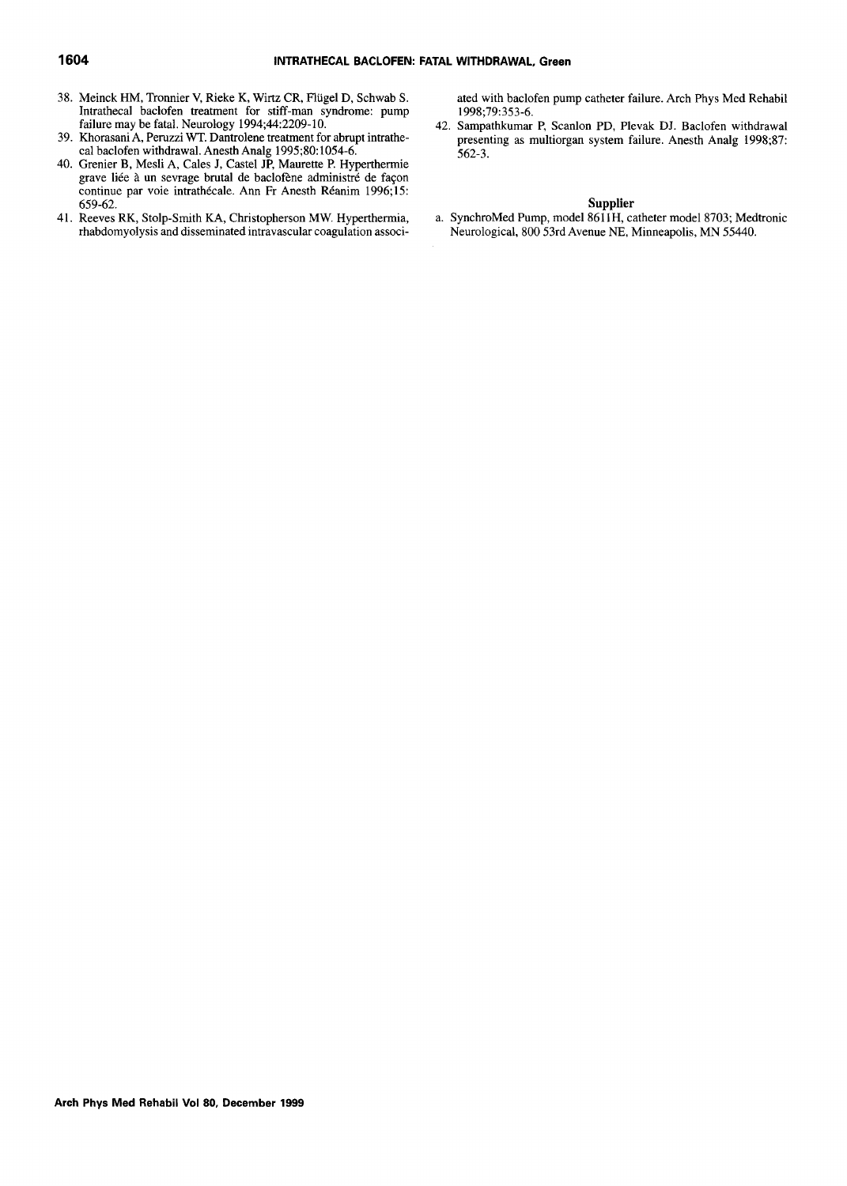38. Meinck HM, Tronnier V, Rieke K, Wirtz CR, Flügel D, Schwab S. Intrathecal baclofen treatment for stiff-man syndrome: pump failure may be fatal. Neurology 1994;44:2209-10.
39. Khorasani A, Peruzzi WT. Dantrolene treatment for abrupt intrathecal baclofen withdrawal. Anesth Analg 1995;80:1054-6.
40. Grenier B, Mesli A, Cales J, Castel JP, Maurette P. Hyperthermie grave liée à un sevrage brutal de baclofène administré de façon continue par voie intrathécale. Ann Fr Anesth Réanim 1996;15: 659-62.
41. Reeves RK, Stolp-Smith KA, Christopherson MW. Hyperthermia, rhabdomyolysis and disseminated intravascular coagulation associated with baclofen pump catheter failure. Arch Phys Med Rehabil 1998;79:353-6.
42. Sampathkumar P, Scanlon PD, Plevak DJ. Baclofen withdrawal presenting as multiorgan system failure. Anesth Analg 1998;87: 562-3.

### Supplier

a. SynchroMed Pump, model 8611H, catheter model 8703; Medtronic Neurological, 800 53rd Avenue NE, Minneapolis, MN 55440.